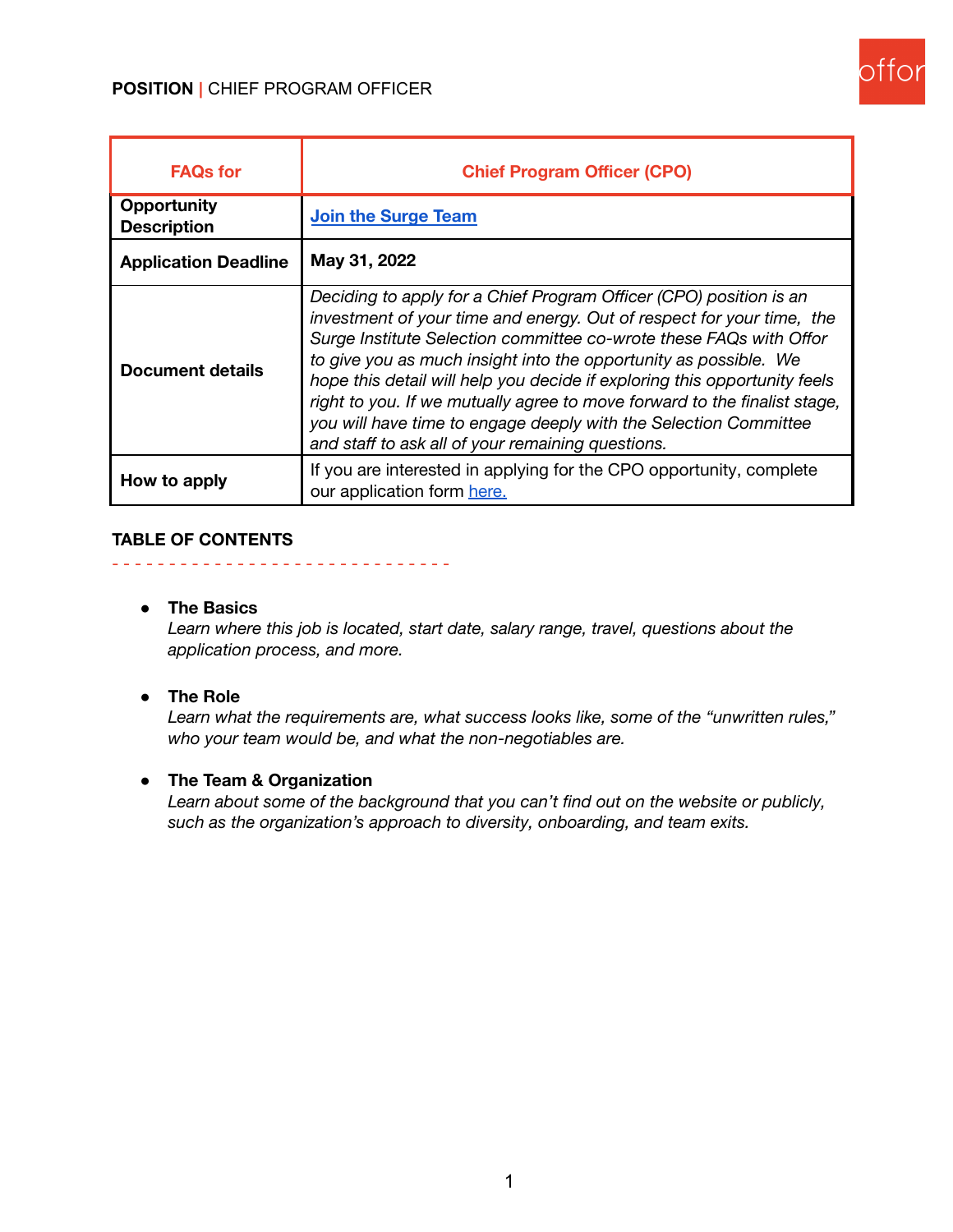**POSITION** | CHIEF PROGRAM OFFICER

| FAQs for | Chief Program Officer (CPO) |
| --- | --- |
| **Opportunity Description** | **Join the Surge Team** |
| **Application Deadline** | **May 31, 2022** |
| **Document details** | *Deciding to apply for a Chief Program Officer (CPO) position is an investment of your time and energy. Out of respect for your time, the Surge Institute Selection committee co-wrote these FAQs with Offor to give you as much insight into the opportunity as possible. We hope this detail will help you decide if exploring this opportunity feels right to you. If we mutually agree to move forward to the finalist stage, you will have time to engage deeply with the Selection Committee and staff to ask all of your remaining questions.* |
| **How to apply** | If you are interested in applying for the CPO opportunity, complete our application form here. |

## TABLE OF CONTENTS

- **The Basics**
  *Learn where this job is located, start date, salary range, travel, questions about the application process, and more.*

- **The Role**
  *Learn what the requirements are, what success looks like, some of the "unwritten rules," who your team would be, and what the non-negotiables are.*

- **The Team & Organization**
  *Learn about some of the background that you can't find out on the website or publicly, such as the organization's approach to diversity, onboarding, and team exits.*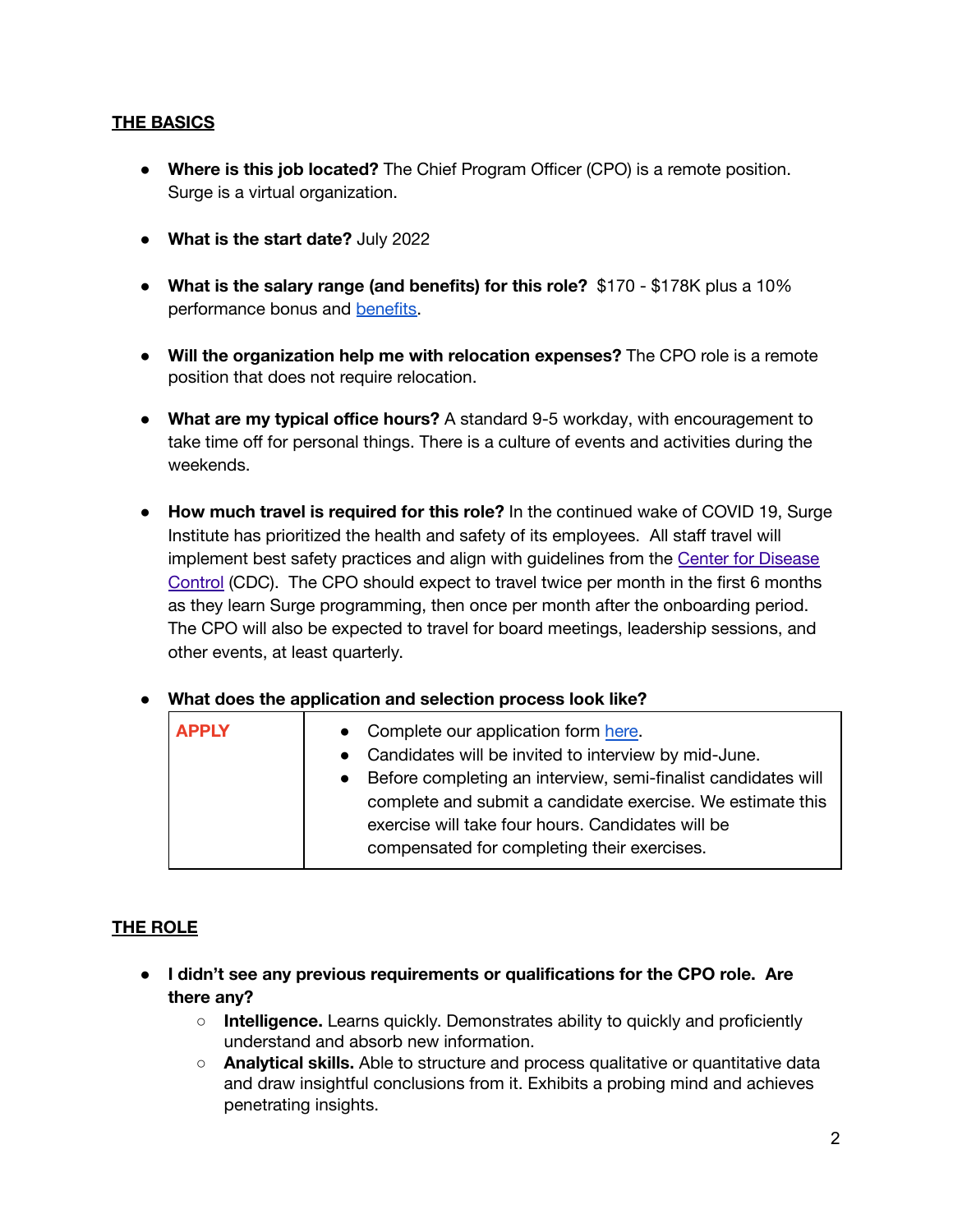## THE BASICS

- **Where is this job located?** The Chief Program Officer (CPO) is a remote position. Surge is a virtual organization.

- **What is the start date?** July 2022

- **What is the salary range (and benefits) for this role?** $170 - $178K plus a 10% performance bonus and benefits.

- **Will the organization help me with relocation expenses?** The CPO role is a remote position that does not require relocation.

- **What are my typical office hours?** A standard 9-5 workday, with encouragement to take time off for personal things. There is a culture of events and activities during the weekends.

- **How much travel is required for this role?** In the continued wake of COVID 19, Surge Institute has prioritized the health and safety of its employees. All staff travel will implement best safety practices and align with guidelines from the Center for Disease Control (CDC). The CPO should expect to travel twice per month in the first 6 months as they learn Surge programming, then once per month after the onboarding period. The CPO will also be expected to travel for board meetings, leadership sessions, and other events, at least quarterly.

- **What does the application and selection process look like?**

| APPLY | • Complete our application form here.<br>• Candidates will be invited to interview by mid-June.<br>• Before completing an interview, semi-finalist candidates will complete and submit a candidate exercise. We estimate this exercise will take four hours. Candidates will be compensated for completing their exercises. |
|---|---|

## THE ROLE

- **I didn't see any previous requirements or qualifications for the CPO role. Are there any?**
  - **Intelligence.** Learns quickly. Demonstrates ability to quickly and proficiently understand and absorb new information.
  - **Analytical skills.** Able to structure and process qualitative or quantitative data and draw insightful conclusions from it. Exhibits a probing mind and achieves penetrating insights.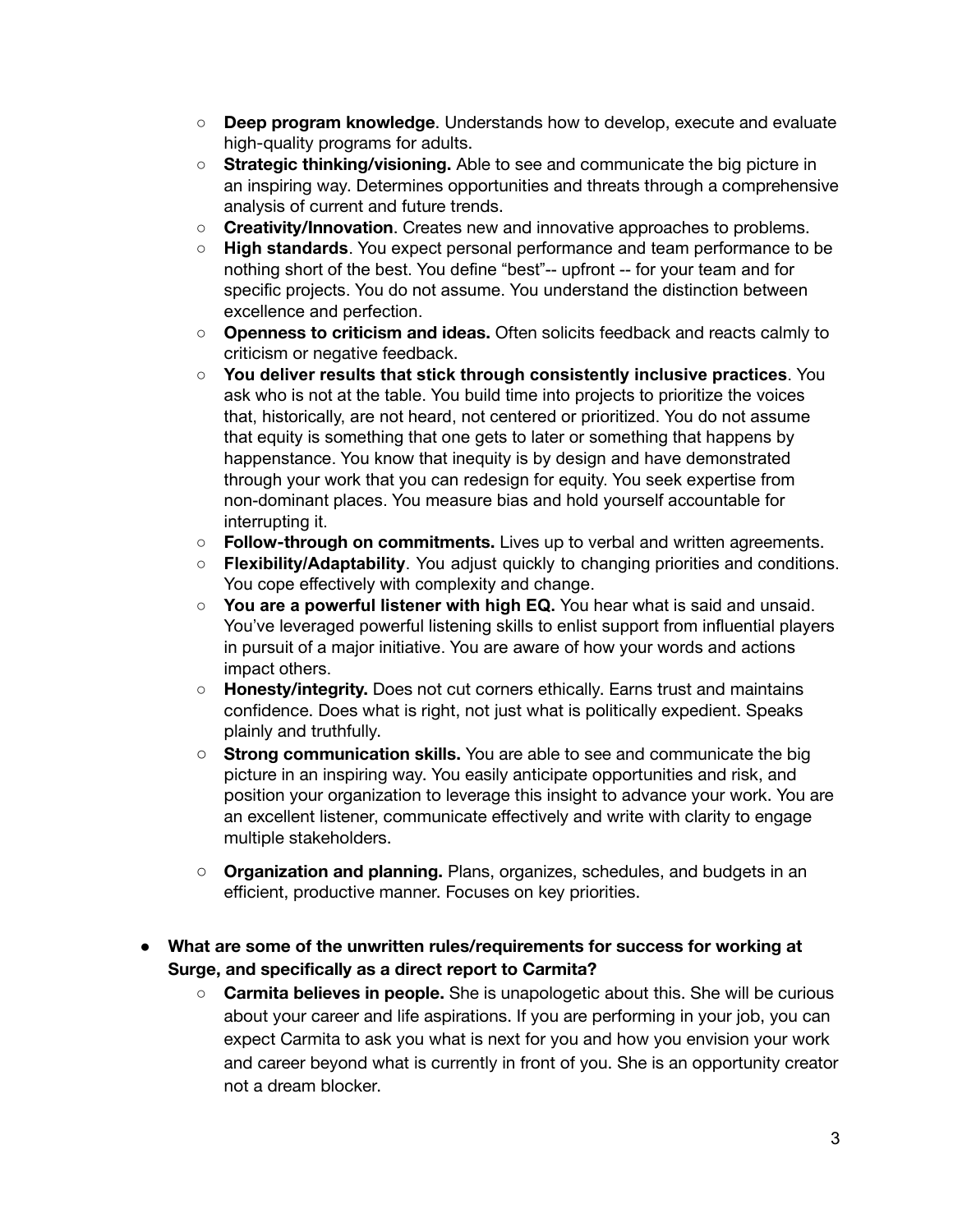- **Deep program knowledge**. Understands how to develop, execute and evaluate high-quality programs for adults.
- **Strategic thinking/visioning.** Able to see and communicate the big picture in an inspiring way. Determines opportunities and threats through a comprehensive analysis of current and future trends.
- **Creativity/Innovation**. Creates new and innovative approaches to problems.
- **High standards**. You expect personal performance and team performance to be nothing short of the best. You define "best"-- upfront -- for your team and for specific projects. You do not assume. You understand the distinction between excellence and perfection.
- **Openness to criticism and ideas.** Often solicits feedback and reacts calmly to criticism or negative feedback.
- **You deliver results that stick through consistently inclusive practices**. You ask who is not at the table. You build time into projects to prioritize the voices that, historically, are not heard, not centered or prioritized. You do not assume that equity is something that one gets to later or something that happens by happenstance. You know that inequity is by design and have demonstrated through your work that you can redesign for equity. You seek expertise from non-dominant places. You measure bias and hold yourself accountable for interrupting it.
- **Follow-through on commitments.** Lives up to verbal and written agreements.
- **Flexibility/Adaptability**. You adjust quickly to changing priorities and conditions. You cope effectively with complexity and change.
- **You are a powerful listener with high EQ.** You hear what is said and unsaid. You've leveraged powerful listening skills to enlist support from influential players in pursuit of a major initiative. You are aware of how your words and actions impact others.
- **Honesty/integrity.** Does not cut corners ethically. Earns trust and maintains confidence. Does what is right, not just what is politically expedient. Speaks plainly and truthfully.
- **Strong communication skills.** You are able to see and communicate the big picture in an inspiring way. You easily anticipate opportunities and risk, and position your organization to leverage this insight to advance your work. You are an excellent listener, communicate effectively and write with clarity to engage multiple stakeholders.
- **Organization and planning.** Plans, organizes, schedules, and budgets in an efficient, productive manner. Focuses on key priorities.

- **What are some of the unwritten rules/requirements for success for working at Surge, and specifically as a direct report to Carmita?**
  - **Carmita believes in people.** She is unapologetic about this. She will be curious about your career and life aspirations. If you are performing in your job, you can expect Carmita to ask you what is next for you and how you envision your work and career beyond what is currently in front of you. She is an opportunity creator not a dream blocker.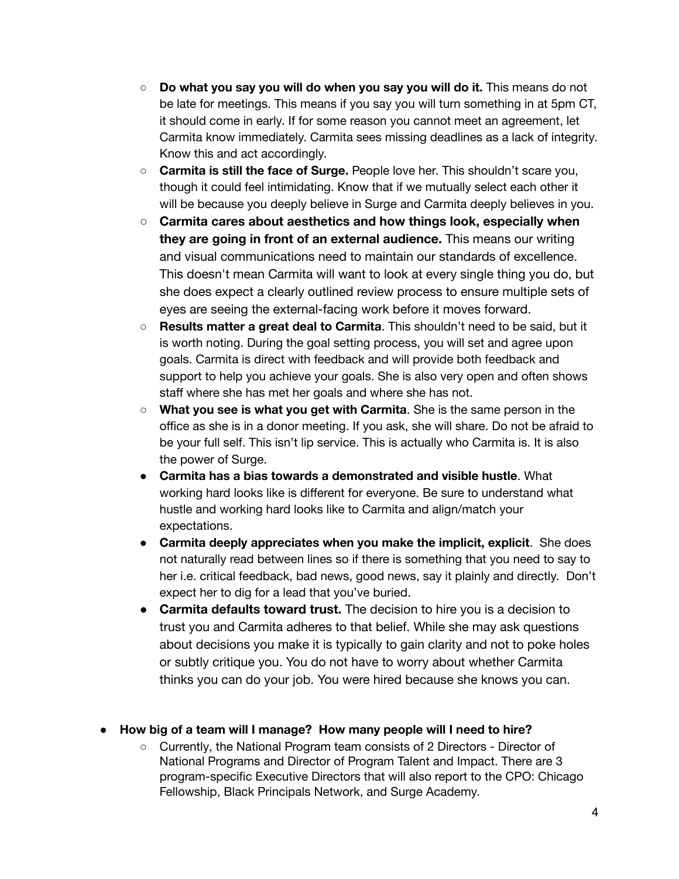- **Do what you say you will do when you say you will do it.** This means do not be late for meetings. This means if you say you will turn something in at 5pm CT, it should come in early. If for some reason you cannot meet an agreement, let Carmita know immediately. Carmita sees missing deadlines as a lack of integrity. Know this and act accordingly.
  - **Carmita is still the face of Surge.** People love her. This shouldn't scare you, though it could feel intimidating. Know that if we mutually select each other it will be because you deeply believe in Surge and Carmita deeply believes in you.
  - **Carmita cares about aesthetics and how things look, especially when they are going in front of an external audience.** This means our writing and visual communications need to maintain our standards of excellence. This doesn't mean Carmita will want to look at every single thing you do, but she does expect a clearly outlined review process to ensure multiple sets of eyes are seeing the external-facing work before it moves forward.
  - **Results matter a great deal to Carmita**. This shouldn't need to be said, but it is worth noting. During the goal setting process, you will set and agree upon goals. Carmita is direct with feedback and will provide both feedback and support to help you achieve your goals. She is also very open and often shows staff where she has met her goals and where she has not.
  - **What you see is what you get with Carmita**. She is the same person in the office as she is in a donor meeting. If you ask, she will share. Do not be afraid to be your full self. This isn't lip service. This is actually who Carmita is. It is also the power of Surge.
- **Carmita has a bias towards a demonstrated and visible hustle**. What working hard looks like is different for everyone. Be sure to understand what hustle and working hard looks like to Carmita and align/match your expectations.
- **Carmita deeply appreciates when you make the implicit, explicit**. She does not naturally read between lines so if there is something that you need to say to her i.e. critical feedback, bad news, good news, say it plainly and directly. Don't expect her to dig for a lead that you've buried.
- **Carmita defaults toward trust.** The decision to hire you is a decision to trust you and Carmita adheres to that belief. While she may ask questions about decisions you make it is typically to gain clarity and not to poke holes or subtly critique you. You do not have to worry about whether Carmita thinks you can do your job. You were hired because she knows you can.

- **How big of a team will I manage? How many people will I need to hire?**
  - Currently, the National Program team consists of 2 Directors - Director of National Programs and Director of Program Talent and Impact. There are 3 program-specific Executive Directors that will also report to the CPO: Chicago Fellowship, Black Principals Network, and Surge Academy.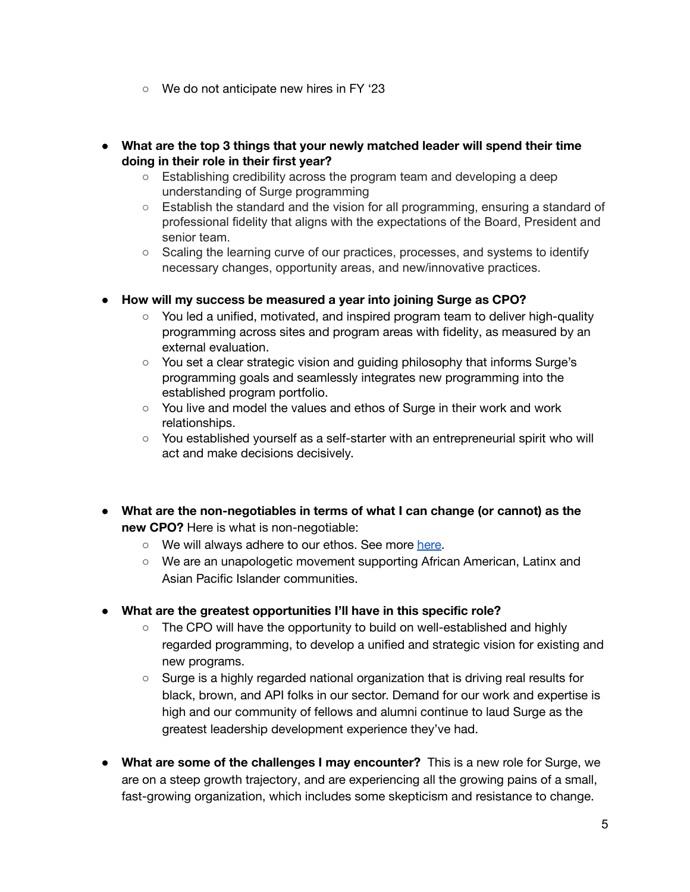- We do not anticipate new hires in FY '23

- **What are the top 3 things that your newly matched leader will spend their time doing in their role in their first year?**
  - Establishing credibility across the program team and developing a deep understanding of Surge programming
  - Establish the standard and the vision for all programming, ensuring a standard of professional fidelity that aligns with the expectations of the Board, President and senior team.
  - Scaling the learning curve of our practices, processes, and systems to identify necessary changes, opportunity areas, and new/innovative practices.

- **How will my success be measured a year into joining Surge as CPO?**
  - You led a unified, motivated, and inspired program team to deliver high-quality programming across sites and program areas with fidelity, as measured by an external evaluation.
  - You set a clear strategic vision and guiding philosophy that informs Surge's programming goals and seamlessly integrates new programming into the established program portfolio.
  - You live and model the values and ethos of Surge in their work and work relationships.
  - You established yourself as a self-starter with an entrepreneurial spirit who will act and make decisions decisively.

- **What are the non-negotiables in terms of what I can change (or cannot) as the new CPO?** Here is what is non-negotiable:
  - We will always adhere to our ethos. See more [here](#).
  - We are an unapologetic movement supporting African American, Latinx and Asian Pacific Islander communities.

- **What are the greatest opportunities I'll have in this specific role?**
  - The CPO will have the opportunity to build on well-established and highly regarded programming, to develop a unified and strategic vision for existing and new programs.
  - Surge is a highly regarded national organization that is driving real results for black, brown, and API folks in our sector. Demand for our work and expertise is high and our community of fellows and alumni continue to laud Surge as the greatest leadership development experience they've had.

- **What are some of the challenges I may encounter?** This is a new role for Surge, we are on a steep growth trajectory, and are experiencing all the growing pains of a small, fast-growing organization, which includes some skepticism and resistance to change.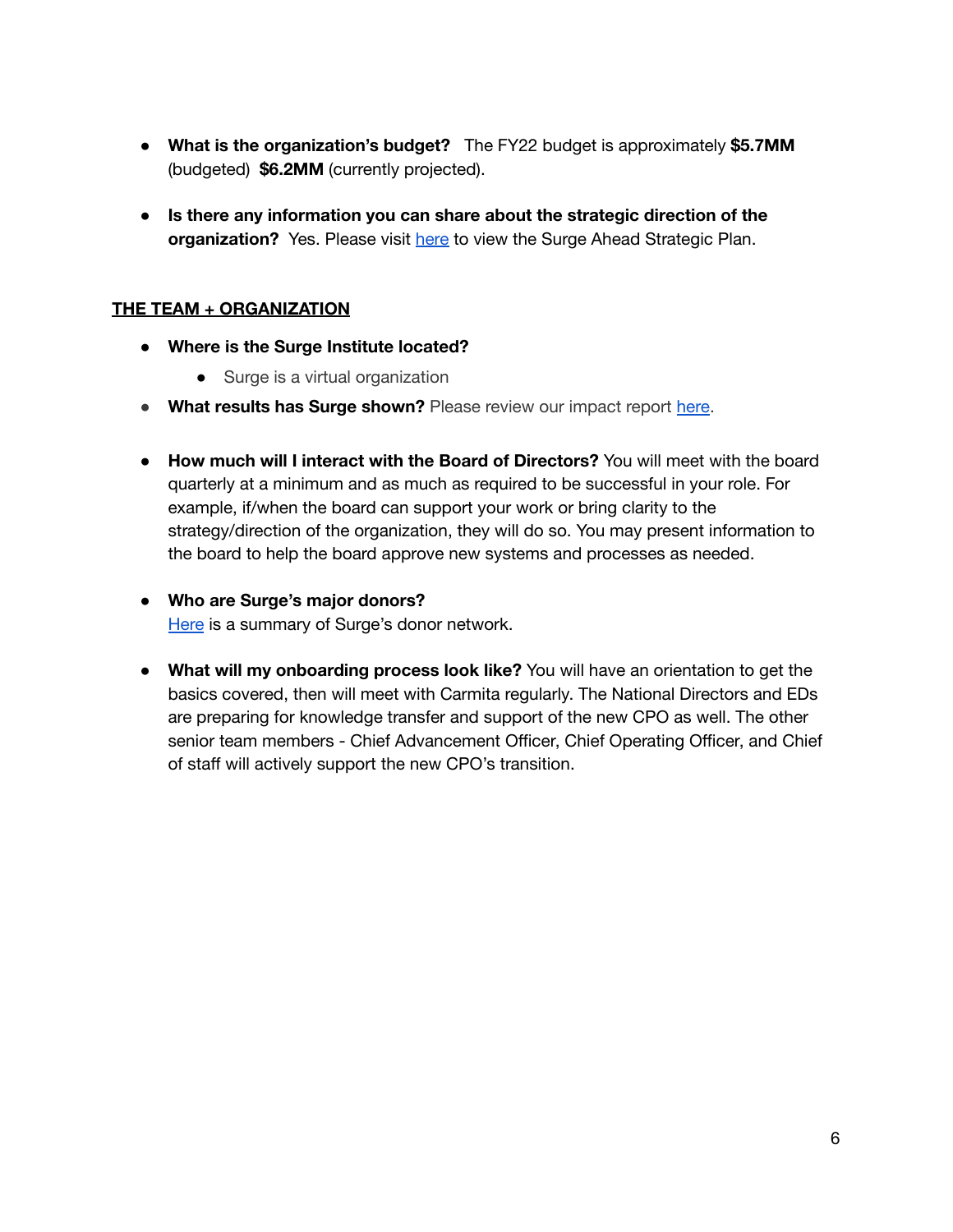- **What is the organization's budget?** The FY22 budget is approximately **$5.7MM** (budgeted) **$6.2MM** (currently projected).

- **Is there any information you can share about the strategic direction of the organization?** Yes. Please visit here to view the Surge Ahead Strategic Plan.

**THE TEAM + ORGANIZATION**

- **Where is the Surge Institute located?**
  - Surge is a virtual organization
- **What results has Surge shown?** Please review our impact report here.

- **How much will I interact with the Board of Directors?** You will meet with the board quarterly at a minimum and as much as required to be successful in your role. For example, if/when the board can support your work or bring clarity to the strategy/direction of the organization, they will do so. You may present information to the board to help the board approve new systems and processes as needed.

- **Who are Surge's major donors?**
  Here is a summary of Surge's donor network.

- **What will my onboarding process look like?** You will have an orientation to get the basics covered, then will meet with Carmita regularly. The National Directors and EDs are preparing for knowledge transfer and support of the new CPO as well. The other senior team members - Chief Advancement Officer, Chief Operating Officer, and Chief of staff will actively support the new CPO's transition.